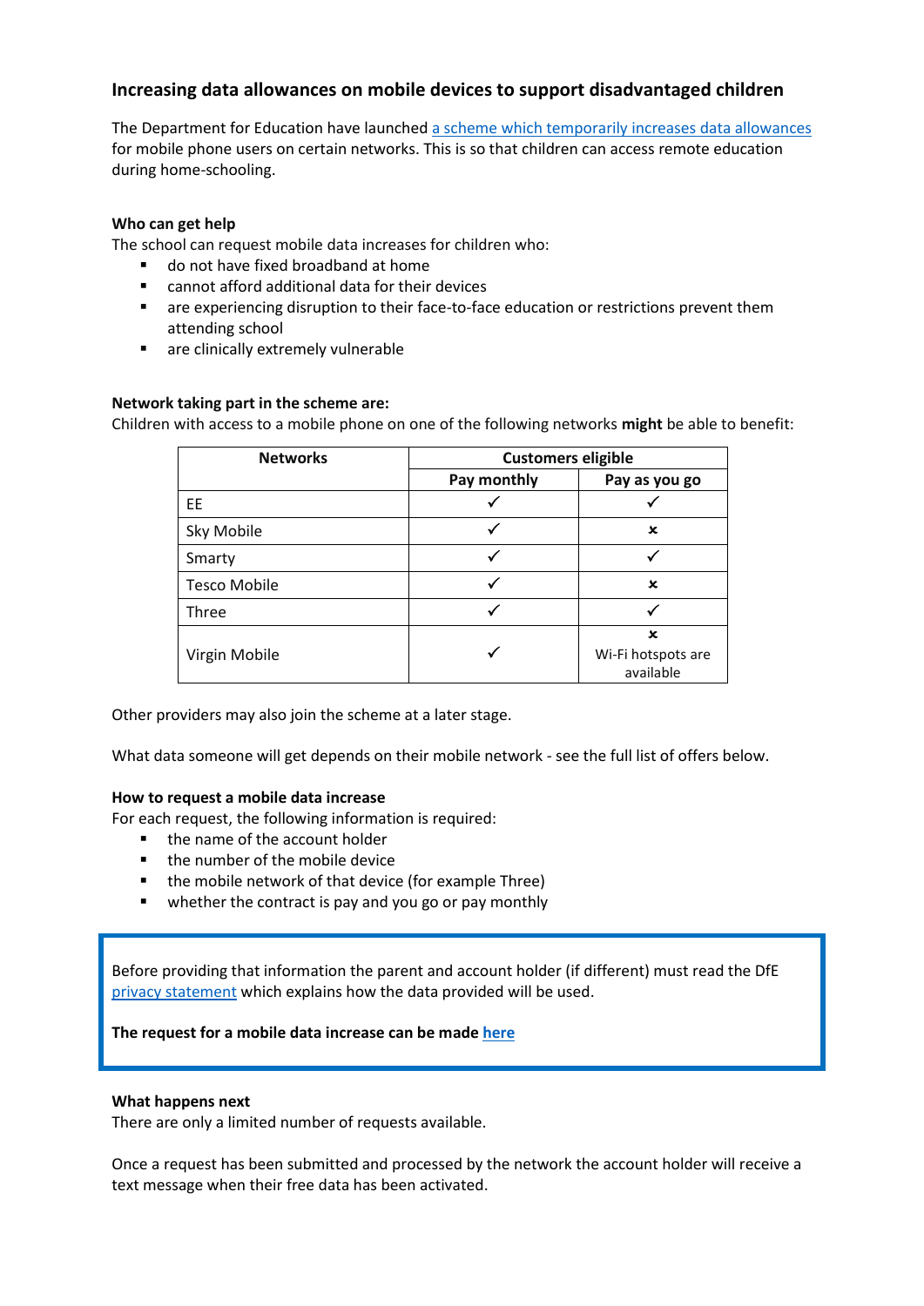## Increasing data allowances on mobile devices to support disadvantaged children

The Department for Education have launched [a scheme which temporarily increases data allowances]() for mobile phone users on certain networks. This is so that children can access remote education during home-schooling.

**Who can get help**

The school can request mobile data increases for children who:

- do not have fixed broadband at home
- cannot afford additional data for their devices
- are experiencing disruption to their face-to-face education or restrictions prevent them attending school
- are clinically extremely vulnerable

**Network taking part in the scheme are:**

Children with access to a mobile phone on one of the following networks **might** be able to benefit:

| Networks | Customers eligible | |
|---|---|---|
| | Pay monthly | Pay as you go |
| EE | ✓ | ✓ |
| Sky Mobile | ✓ | ✗ |
| Smarty | ✓ | ✓ |
| Tesco Mobile | ✓ | ✗ |
| Three | ✓ | ✓ |
| Virgin Mobile | ✓ | ✗ Wi-Fi hotspots are available |

Other providers may also join the scheme at a later stage.

What data someone will get depends on their mobile network - see the full list of offers below.

**How to request a mobile data increase**

For each request, the following information is required:

- the name of the account holder
- the number of the mobile device
- the mobile network of that device (for example Three)
- whether the contract is pay and you go or pay monthly

Before providing that information the parent and account holder (if different) must read the DfE [privacy statement]() which explains how the data provided will be used.

**The request for a mobile data increase can be made [here]()**

**What happens next**

There are only a limited number of requests available.

Once a request has been submitted and processed by the network the account holder will receive a text message when their free data has been activated.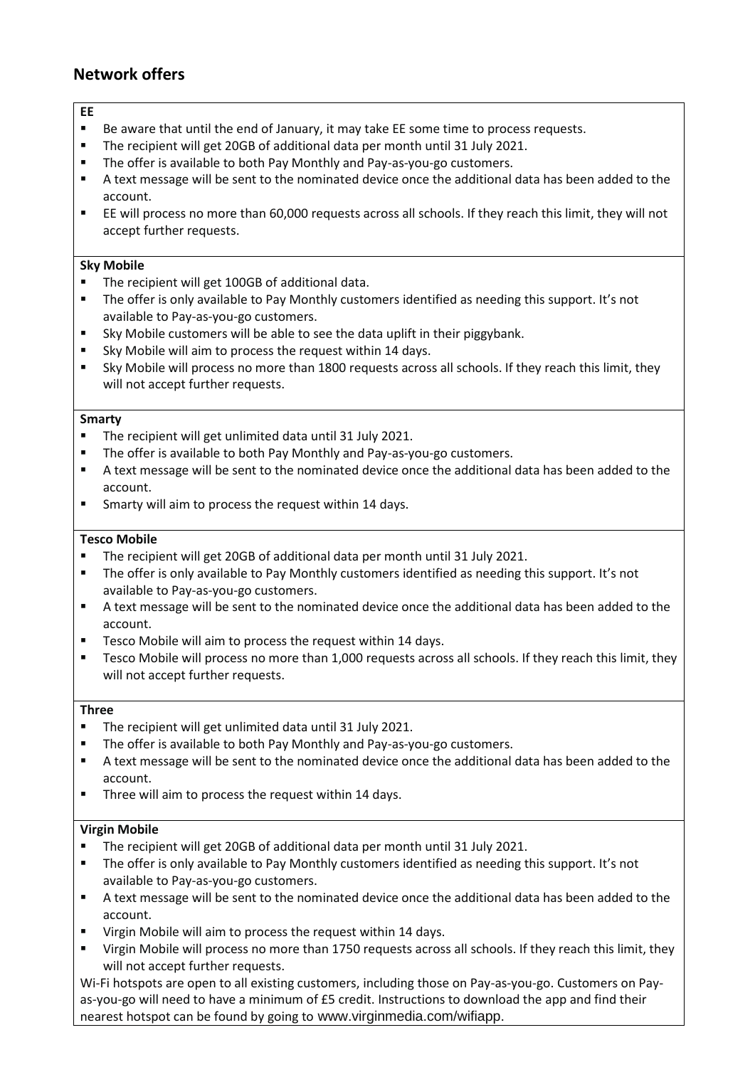## Network offers

**EE**

- Be aware that until the end of January, it may take EE some time to process requests.
- The recipient will get 20GB of additional data per month until 31 July 2021.
- The offer is available to both Pay Monthly and Pay-as-you-go customers.
- A text message will be sent to the nominated device once the additional data has been added to the account.
- EE will process no more than 60,000 requests across all schools. If they reach this limit, they will not accept further requests.

**Sky Mobile**

- The recipient will get 100GB of additional data.
- The offer is only available to Pay Monthly customers identified as needing this support. It's not available to Pay-as-you-go customers.
- Sky Mobile customers will be able to see the data uplift in their piggybank.
- Sky Mobile will aim to process the request within 14 days.
- Sky Mobile will process no more than 1800 requests across all schools. If they reach this limit, they will not accept further requests.

**Smarty**

- The recipient will get unlimited data until 31 July 2021.
- The offer is available to both Pay Monthly and Pay-as-you-go customers.
- A text message will be sent to the nominated device once the additional data has been added to the account.
- Smarty will aim to process the request within 14 days.

**Tesco Mobile**

- The recipient will get 20GB of additional data per month until 31 July 2021.
- The offer is only available to Pay Monthly customers identified as needing this support. It's not available to Pay-as-you-go customers.
- A text message will be sent to the nominated device once the additional data has been added to the account.
- Tesco Mobile will aim to process the request within 14 days.
- Tesco Mobile will process no more than 1,000 requests across all schools. If they reach this limit, they will not accept further requests.

**Three**

- The recipient will get unlimited data until 31 July 2021.
- The offer is available to both Pay Monthly and Pay-as-you-go customers.
- A text message will be sent to the nominated device once the additional data has been added to the account.
- Three will aim to process the request within 14 days.

**Virgin Mobile**

- The recipient will get 20GB of additional data per month until 31 July 2021.
- The offer is only available to Pay Monthly customers identified as needing this support. It's not available to Pay-as-you-go customers.
- A text message will be sent to the nominated device once the additional data has been added to the account.
- Virgin Mobile will aim to process the request within 14 days.
- Virgin Mobile will process no more than 1750 requests across all schools. If they reach this limit, they will not accept further requests.

Wi-Fi hotspots are open to all existing customers, including those on Pay-as-you-go. Customers on Pay-as-you-go will need to have a minimum of £5 credit. Instructions to download the app and find their nearest hotspot can be found by going to www.virginmedia.com/wifiapp.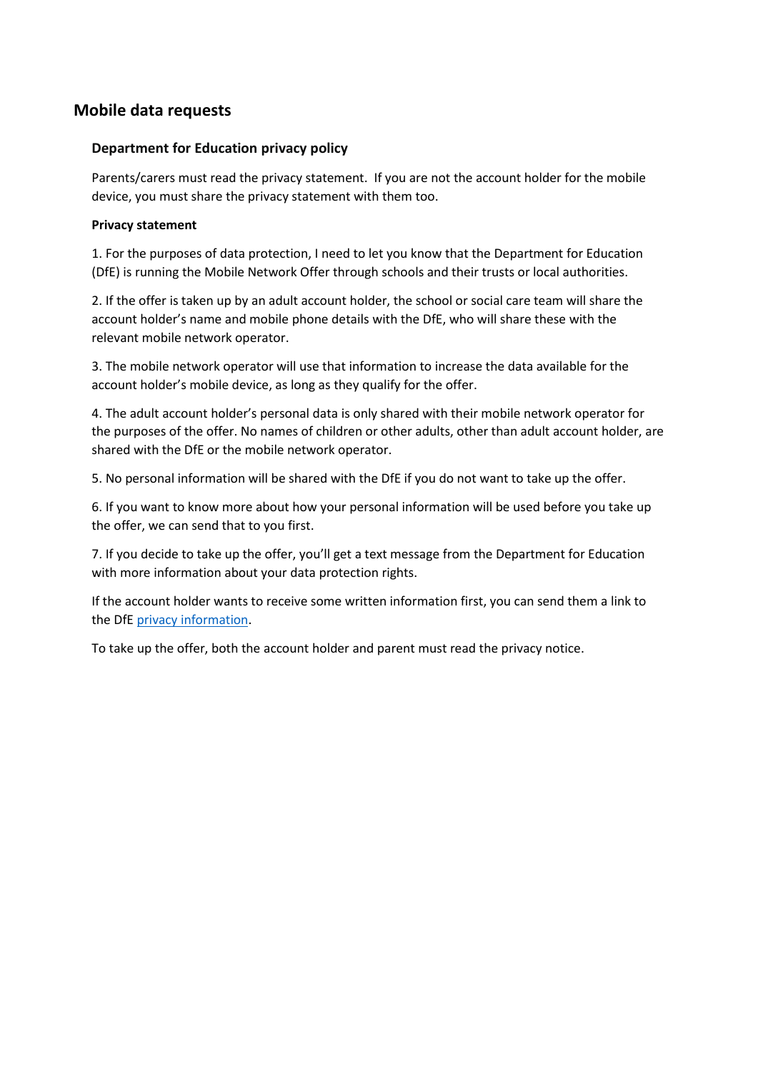## Mobile data requests

### Department for Education privacy policy

Parents/carers must read the privacy statement. If you are not the account holder for the mobile device, you must share the privacy statement with them too.

**Privacy statement**

1. For the purposes of data protection, I need to let you know that the Department for Education (DfE) is running the Mobile Network Offer through schools and their trusts or local authorities.

2. If the offer is taken up by an adult account holder, the school or social care team will share the account holder's name and mobile phone details with the DfE, who will share these with the relevant mobile network operator.

3. The mobile network operator will use that information to increase the data available for the account holder's mobile device, as long as they qualify for the offer.

4. The adult account holder's personal data is only shared with their mobile network operator for the purposes of the offer. No names of children or other adults, other than adult account holder, are shared with the DfE or the mobile network operator.

5. No personal information will be shared with the DfE if you do not want to take up the offer.

6. If you want to know more about how your personal information will be used before you take up the offer, we can send that to you first.

7. If you decide to take up the offer, you'll get a text message from the Department for Education with more information about your data protection rights.

If the account holder wants to receive some written information first, you can send them a link to the DfE privacy information.

To take up the offer, both the account holder and parent must read the privacy notice.